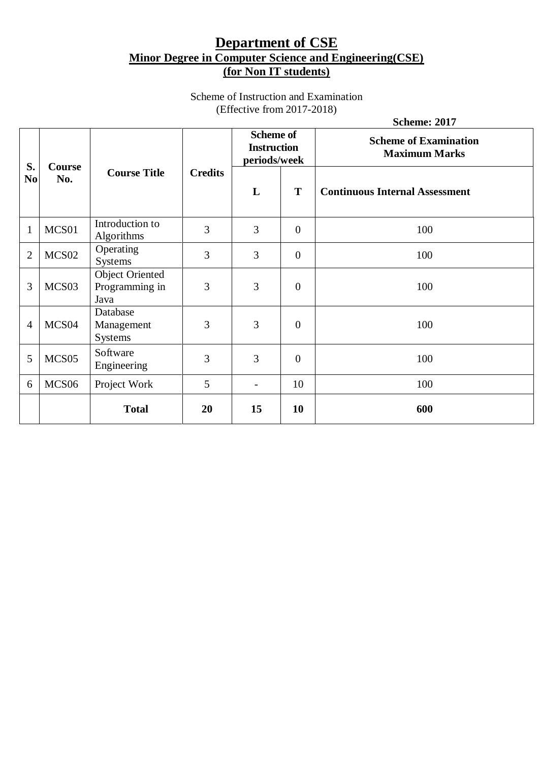# Department of CSE

## Minor Degree in Computer Science and Engineering(CSE)

## (for Non IT students)

Scheme of Instruction and Examination
(Effective from 2017-2018)

**Scheme: 2017**

| S. No | Course No. | Course Title | Credits | Scheme of Instruction periods/week | | Scheme of Examination Maximum Marks |
|---|---|---|---|---|---|---|
| | | | | L | T | Continuous Internal Assessment |
| 1 | MCS01 | Introduction to Algorithms | 3 | 3 | 0 | 100 |
| 2 | MCS02 | Operating Systems | 3 | 3 | 0 | 100 |
| 3 | MCS03 | Object Oriented Programming in Java | 3 | 3 | 0 | 100 |
| 4 | MCS04 | Database Management Systems | 3 | 3 | 0 | 100 |
| 5 | MCS05 | Software Engineering | 3 | 3 | 0 | 100 |
| 6 | MCS06 | Project Work | 5 | - | 10 | 100 |
| | | **Total** | **20** | **15** | **10** | **600** |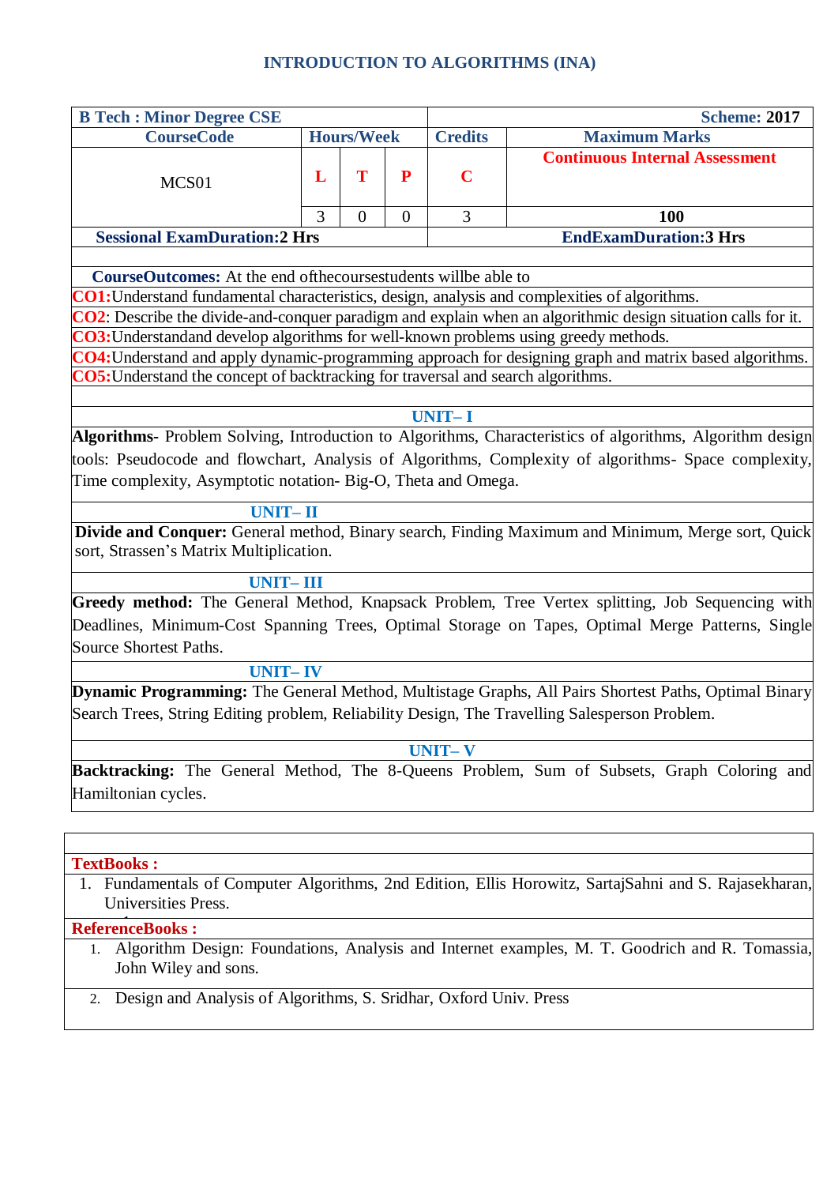# INTRODUCTION TO ALGORITHMS (INA)

| B Tech : Minor Degree CSE | | | | Scheme: 2017 |
|---|---|---|---|---|
| CourseCode | Hours/Week | | | Credits | Maximum Marks |
| | L | T | P | C | Continuous Internal Assessment |
| MCS01 | 3 | 0 | 0 | 3 | 100 |
| Sessional ExamDuration:2 Hrs | | | | EndExamDuration:3 Hrs |

**CourseOutcomes:** At the end ofthecoursestudents willbe able to

**CO1:**Understand fundamental characteristics, design, analysis and complexities of algorithms.

**CO2**: Describe the divide-and-conquer paradigm and explain when an algorithmic design situation calls for it.

**CO3:**Understandand develop algorithms for well-known problems using greedy methods.

**CO4:**Understand and apply dynamic-programming approach for designing graph and matrix based algorithms.

**CO5:**Understand the concept of backtracking for traversal and search algorithms.

## UNIT– I

**Algorithms-** Problem Solving, Introduction to Algorithms, Characteristics of algorithms, Algorithm design tools: Pseudocode and flowchart, Analysis of Algorithms, Complexity of algorithms- Space complexity, Time complexity, Asymptotic notation- Big-O, Theta and Omega.

## UNIT– II

**Divide and Conquer:** General method, Binary search, Finding Maximum and Minimum, Merge sort, Quick sort, Strassen's Matrix Multiplication.

## UNIT– III

**Greedy method:** The General Method, Knapsack Problem, Tree Vertex splitting, Job Sequencing with Deadlines, Minimum-Cost Spanning Trees, Optimal Storage on Tapes, Optimal Merge Patterns, Single Source Shortest Paths.

## UNIT– IV

**Dynamic Programming:** The General Method, Multistage Graphs, All Pairs Shortest Paths, Optimal Binary Search Trees, String Editing problem, Reliability Design, The Travelling Salesperson Problem.

## UNIT– V

**Backtracking:** The General Method, The 8-Queens Problem, Sum of Subsets, Graph Coloring and Hamiltonian cycles.

**TextBooks :**

1. Fundamentals of Computer Algorithms, 2nd Edition, Ellis Horowitz, SartajSahni and S. Rajasekharan, Universities Press.

**ReferenceBooks :**

1. Algorithm Design: Foundations, Analysis and Internet examples, M. T. Goodrich and R. Tomassia, John Wiley and sons.
2. Design and Analysis of Algorithms, S. Sridhar, Oxford Univ. Press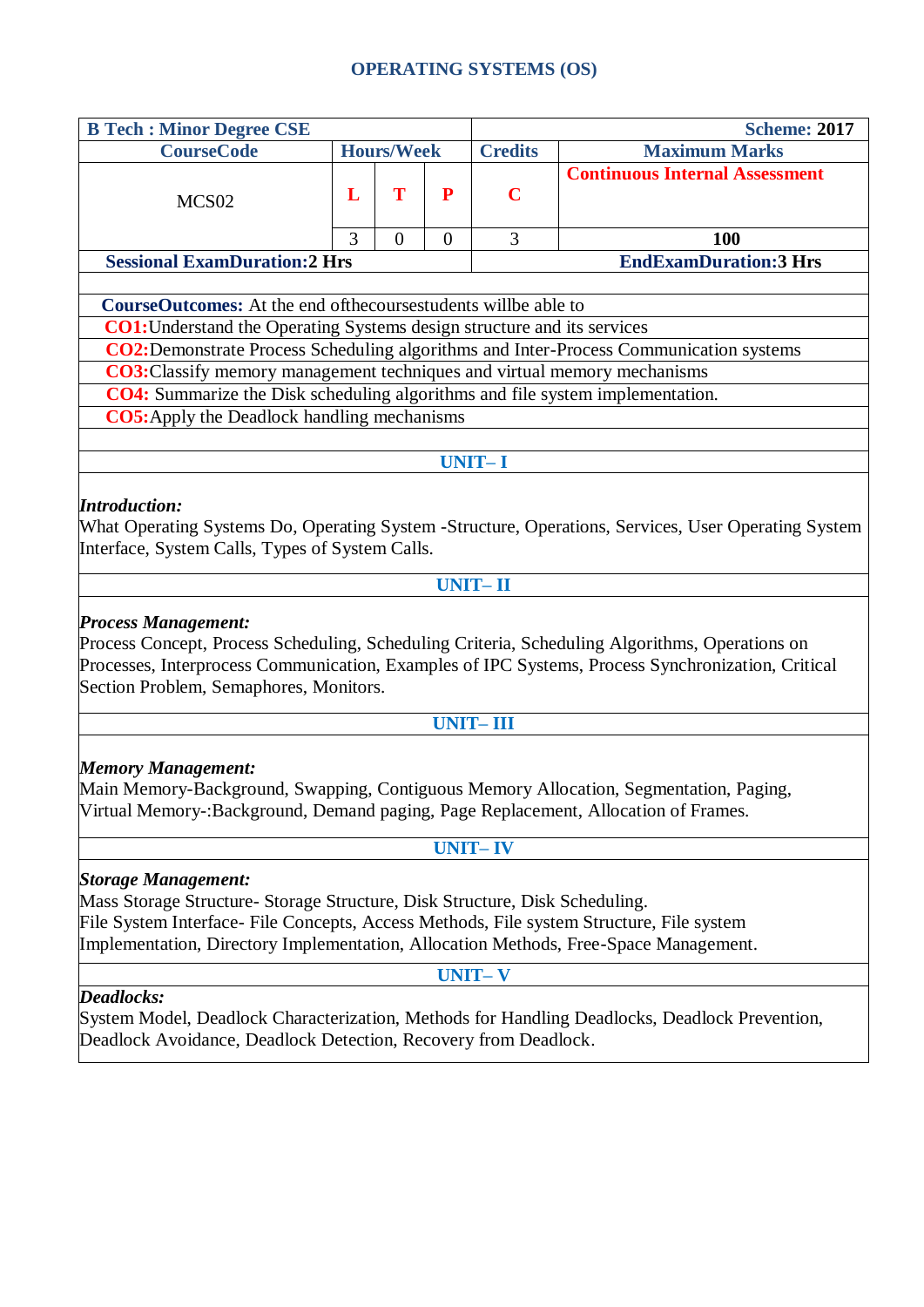# OPERATING SYSTEMS (OS)

| B Tech : Minor Degree CSE | | | | | Scheme: 2017 |
|---|---|---|---|---|---|
| CourseCode | Hours/Week | | | Credits | Maximum Marks |
| MCS02 | L | T | P | C | Continuous Internal Assessment |
| | 3 | 0 | 0 | 3 | 100 |
| Sessional ExamDuration:2 Hrs | | | | | EndExamDuration:3 Hrs |

**CourseOutcomes:** At the end ofthecoursestudents willbe able to

- **CO1:**Understand the Operating Systems design structure and its services
- **CO2:**Demonstrate Process Scheduling algorithms and Inter-Process Communication systems
- **CO3:**Classify memory management techniques and virtual memory mechanisms
- **CO4:** Summarize the Disk scheduling algorithms and file system implementation.
- **CO5:**Apply the Deadlock handling mechanisms

## UNIT– I

***Introduction:***

What Operating Systems Do, Operating System -Structure, Operations, Services, User Operating System Interface, System Calls, Types of System Calls.

## UNIT– II

***Process Management:***

Process Concept, Process Scheduling, Scheduling Criteria, Scheduling Algorithms, Operations on Processes, Interprocess Communication, Examples of IPC Systems, Process Synchronization, Critical Section Problem, Semaphores, Monitors.

## UNIT– III

***Memory Management:***

Main Memory-Background, Swapping, Contiguous Memory Allocation, Segmentation, Paging, Virtual Memory-:Background, Demand paging, Page Replacement, Allocation of Frames.

## UNIT– IV

***Storage Management:***

Mass Storage Structure- Storage Structure, Disk Structure, Disk Scheduling.
File System Interface- File Concepts, Access Methods, File system Structure, File system Implementation, Directory Implementation, Allocation Methods, Free-Space Management.

## UNIT– V

***Deadlocks:***

System Model, Deadlock Characterization, Methods for Handling Deadlocks, Deadlock Prevention, Deadlock Avoidance, Deadlock Detection, Recovery from Deadlock.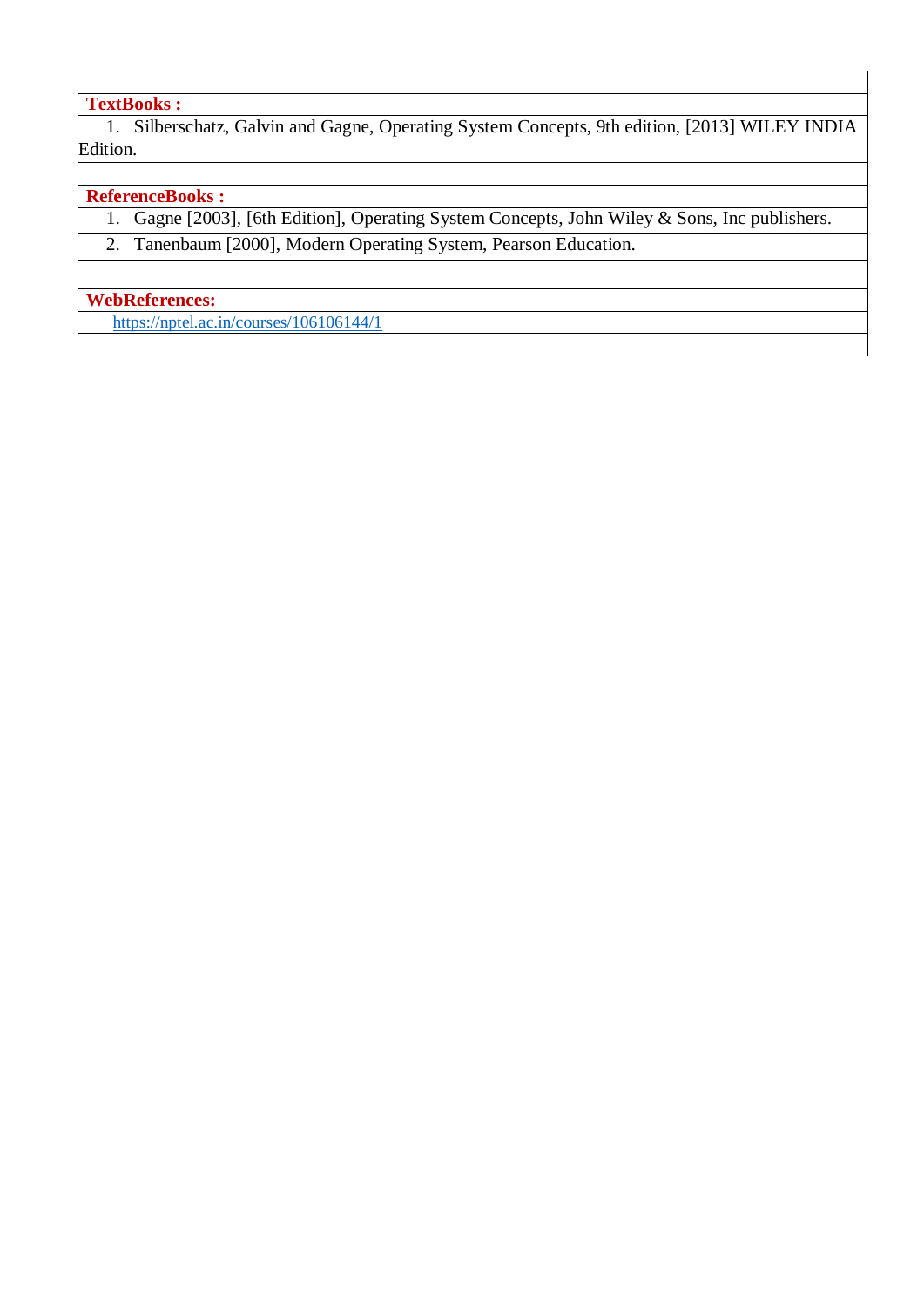**TextBooks :**

1. Silberschatz, Galvin and Gagne, Operating System Concepts, 9th edition, [2013] WILEY INDIA Edition.

**ReferenceBooks :**

1. Gagne [2003], [6th Edition], Operating System Concepts, John Wiley & Sons, Inc publishers.
2. Tanenbaum [2000], Modern Operating System, Pearson Education.

**WebReferences:**

https://nptel.ac.in/courses/106106144/1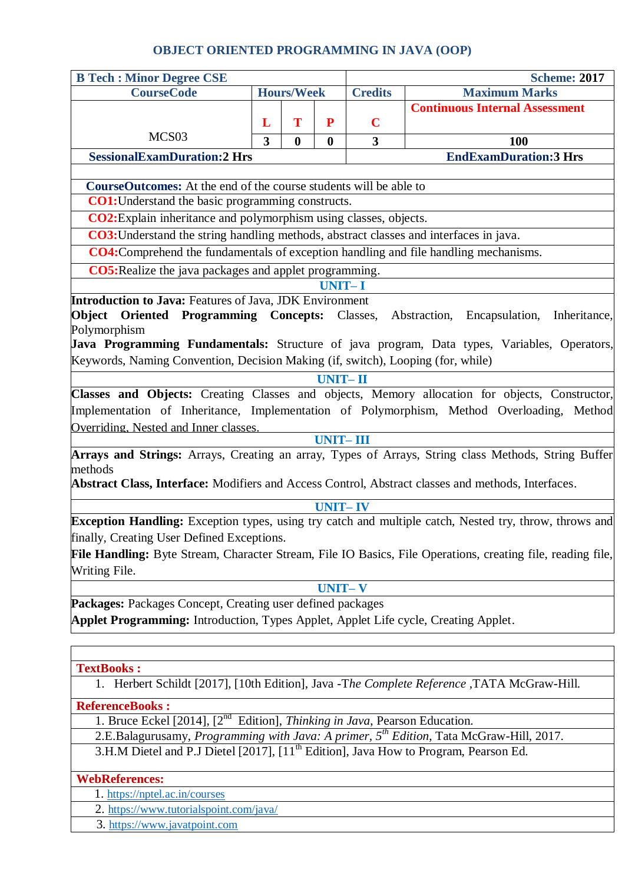# OBJECT ORIENTED PROGRAMMING IN JAVA (OOP)

| B Tech : Minor Degree CSE | | | | Scheme: 2017 | |
|---|---|---|---|---|---|
| CourseCode | Hours/Week | | | Credits | Maximum Marks |
| MCS03 | L | T | P | C | Continuous Internal Assessment |
| | 3 | 0 | 0 | 3 | 100 |
| SessionalExamDuration:2 Hrs | | | | EndExamDuration:3 Hrs | |

**CourseOutcomes:** At the end of the course students will be able to

**CO1:** Understand the basic programming constructs.

**CO2:** Explain inheritance and polymorphism using classes, objects.

**CO3:** Understand the string handling methods, abstract classes and interfaces in java.

**CO4:** Comprehend the fundamentals of exception handling and file handling mechanisms.

**CO5:** Realize the java packages and applet programming.

## UNIT– I

**Introduction to Java:** Features of Java, JDK Environment

**Object Oriented Programming Concepts:** Classes, Abstraction, Encapsulation, Inheritance, Polymorphism

**Java Programming Fundamentals:** Structure of java program, Data types, Variables, Operators, Keywords, Naming Convention, Decision Making (if, switch), Looping (for, while)

## UNIT– II

**Classes and Objects:** Creating Classes and objects, Memory allocation for objects, Constructor, Implementation of Inheritance, Implementation of Polymorphism, Method Overloading, Method Overriding, Nested and Inner classes.

## UNIT– III

**Arrays and Strings:** Arrays, Creating an array, Types of Arrays, String class Methods, String Buffer methods

**Abstract Class, Interface:** Modifiers and Access Control, Abstract classes and methods, Interfaces.

## UNIT– IV

**Exception Handling:** Exception types, using try catch and multiple catch, Nested try, throw, throws and finally, Creating User Defined Exceptions.

**File Handling:** Byte Stream, Character Stream, File IO Basics, File Operations, creating file, reading file, Writing File.

## UNIT– V

**Packages:** Packages Concept, Creating user defined packages

**Applet Programming:** Introduction, Types Applet, Applet Life cycle, Creating Applet.

**TextBooks :**

1. Herbert Schildt [2017], [10th Edition], Java -*The Complete Reference* ,TATA McGraw-Hill.

**ReferenceBooks :**

1. Bruce Eckel [2014], [2nd Edition], *Thinking in Java*, Pearson Education.
2. E.Balagurusamy, *Programming with Java: A primer, 5th Edition*, Tata McGraw-Hill, 2017.
3. H.M Dietel and P.J Dietel [2017], [11th Edition], Java How to Program, Pearson Ed.

**WebReferences:**

1. https://nptel.ac.in/courses
2. https://www.tutorialspoint.com/java/
3. https://www.javatpoint.com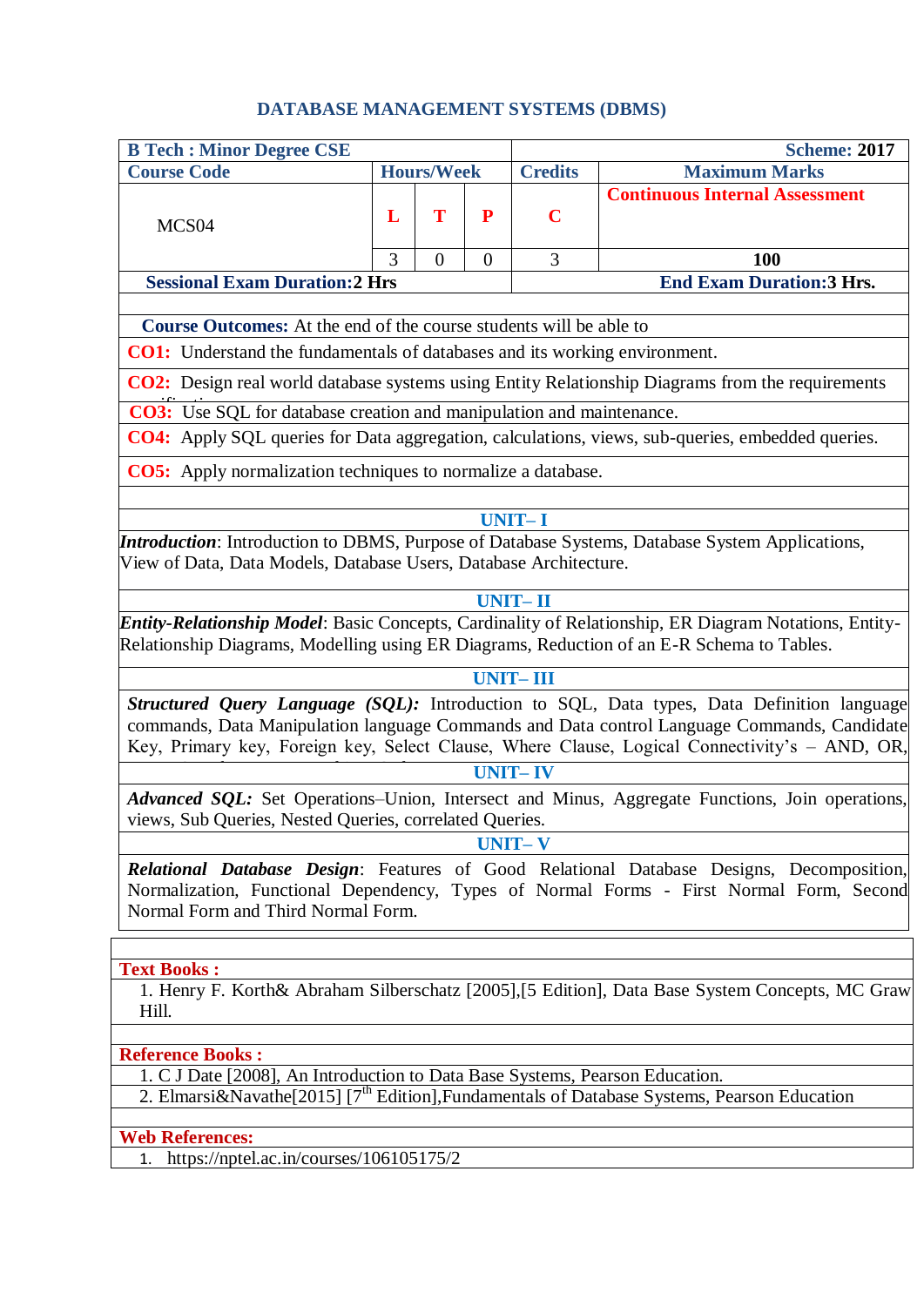# DATABASE MANAGEMENT SYSTEMS (DBMS)

| B Tech : Minor Degree CSE | | | | | Scheme: 2017 |
|---|---|---|---|---|---|
| Course Code | Hours/Week | | | Credits | Maximum Marks |
| MCS04 | L | T | P | C | Continuous Internal Assessment |
| | 3 | 0 | 0 | 3 | 100 |
| Sessional Exam Duration:2 Hrs | | | | End Exam Duration:3 Hrs. | |

**Course Outcomes:** At the end of the course students will be able to

**CO1:** Understand the fundamentals of databases and its working environment.

**CO2:** Design real world database systems using Entity Relationship Diagrams from the requirements specification.

**CO3:** Use SQL for database creation and manipulation and maintenance.

**CO4:** Apply SQL queries for Data aggregation, calculations, views, sub-queries, embedded queries.

**CO5:** Apply normalization techniques to normalize a database.

## UNIT– I

***Introduction***: Introduction to DBMS, Purpose of Database Systems, Database System Applications, View of Data, Data Models, Database Users, Database Architecture.

## UNIT– II

***Entity-Relationship Model***: Basic Concepts, Cardinality of Relationship, ER Diagram Notations, Entity-Relationship Diagrams, Modelling using ER Diagrams, Reduction of an E-R Schema to Tables.

## UNIT– III

***Structured Query Language (SQL):*** Introduction to SQL, Data types, Data Definition language commands, Data Manipulation language Commands and Data control Language Commands, Candidate Key, Primary key, Foreign key, Select Clause, Where Clause, Logical Connectivity's – AND, OR,

## UNIT– IV

***Advanced SQL:*** Set Operations–Union, Intersect and Minus, Aggregate Functions, Join operations, views, Sub Queries, Nested Queries, correlated Queries.

## UNIT– V

***Relational Database Design***: Features of Good Relational Database Designs, Decomposition, Normalization, Functional Dependency, Types of Normal Forms - First Normal Form, Second Normal Form and Third Normal Form.

**Text Books :**

1. Henry F. Korth& Abraham Silberschatz [2005],[5 Edition], Data Base System Concepts, MC Graw Hill.

**Reference Books :**

1. C J Date [2008], An Introduction to Data Base Systems, Pearson Education.
2. Elmarsi&Navathe[2015] [7th Edition],Fundamentals of Database Systems, Pearson Education

**Web References:**

1. https://nptel.ac.in/courses/106105175/2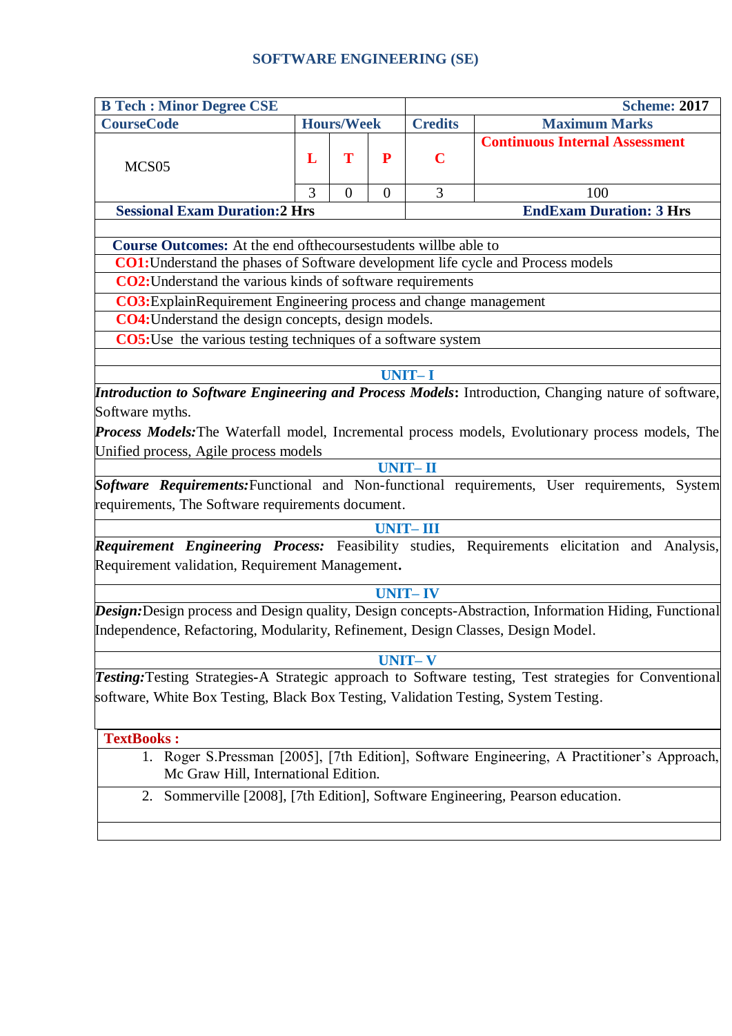# SOFTWARE ENGINEERING (SE)

| B Tech : Minor Degree CSE | | | | | Scheme: 2017 |
|---|---|---|---|---|---|
| CourseCode | Hours/Week | | | Credits | Maximum Marks |
| MCS05 | L | T | P | C | Continuous Internal Assessment |
| | 3 | 0 | 0 | 3 | 100 |
| Sessional Exam Duration:2 Hrs | | | | | EndExam Duration: 3 Hrs |

**Course Outcomes:** At the end ofthecoursestudents willbe able to

**CO1:**Understand the phases of Software development life cycle and Process models

**CO2:**Understand the various kinds of software requirements

**CO3:**ExplainRequirement Engineering process and change management

**CO4:**Understand the design concepts, design models.

**CO5:**Use the various testing techniques of a software system

## UNIT– I

***Introduction to Software Engineering and Process Models*:** Introduction, Changing nature of software, Software myths.

***Process Models:***The Waterfall model, Incremental process models, Evolutionary process models, The Unified process, Agile process models

## UNIT– II

***Software Requirements:***Functional and Non-functional requirements, User requirements, System requirements, The Software requirements document.

## UNIT– III

***Requirement Engineering Process:*** Feasibility studies, Requirements elicitation and Analysis, Requirement validation, Requirement Management**.**

## UNIT– IV

***Design:***Design process and Design quality, Design concepts-Abstraction, Information Hiding, Functional Independence, Refactoring, Modularity, Refinement, Design Classes, Design Model.

## UNIT– V

***Testing:***Testing Strategies-A Strategic approach to Software testing, Test strategies for Conventional software, White Box Testing, Black Box Testing, Validation Testing, System Testing.

**TextBooks :**

1. Roger S.Pressman [2005], [7th Edition], Software Engineering, A Practitioner's Approach, Mc Graw Hill, International Edition.
2. Sommerville [2008], [7th Edition], Software Engineering, Pearson education.